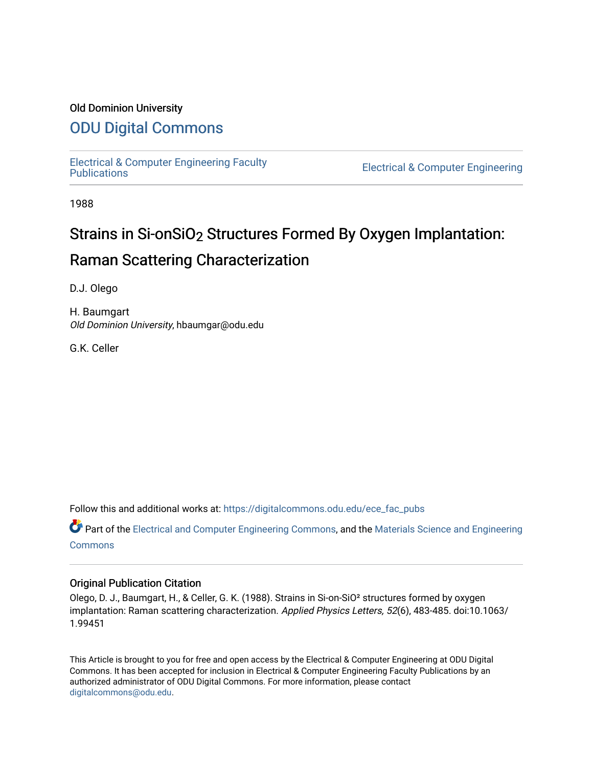Old Dominion University

# ODU Digital Commons

Electrical & Computer Engineering Faculty Publications

Electrical & Computer Engineering

1988

# Strains in Si-onSiO$_2$ Structures Formed By Oxygen Implantation: Raman Scattering Characterization

D.J. Olego

H. Baumgart
*Old Dominion University*, hbaumgar@odu.edu

G.K. Celler

Follow this and additional works at: https://digitalcommons.odu.edu/ece_fac_pubs

Part of the Electrical and Computer Engineering Commons, and the Materials Science and Engineering Commons

## Original Publication Citation

Olego, D. J., Baumgart, H., & Celler, G. K. (1988). Strains in Si-on-SiO² structures formed by oxygen implantation: Raman scattering characterization. *Applied Physics Letters, 52*(6), 483-485. doi:10.1063/1.99451

This Article is brought to you for free and open access by the Electrical & Computer Engineering at ODU Digital Commons. It has been accepted for inclusion in Electrical & Computer Engineering Faculty Publications by an authorized administrator of ODU Digital Commons. For more information, please contact digitalcommons@odu.edu.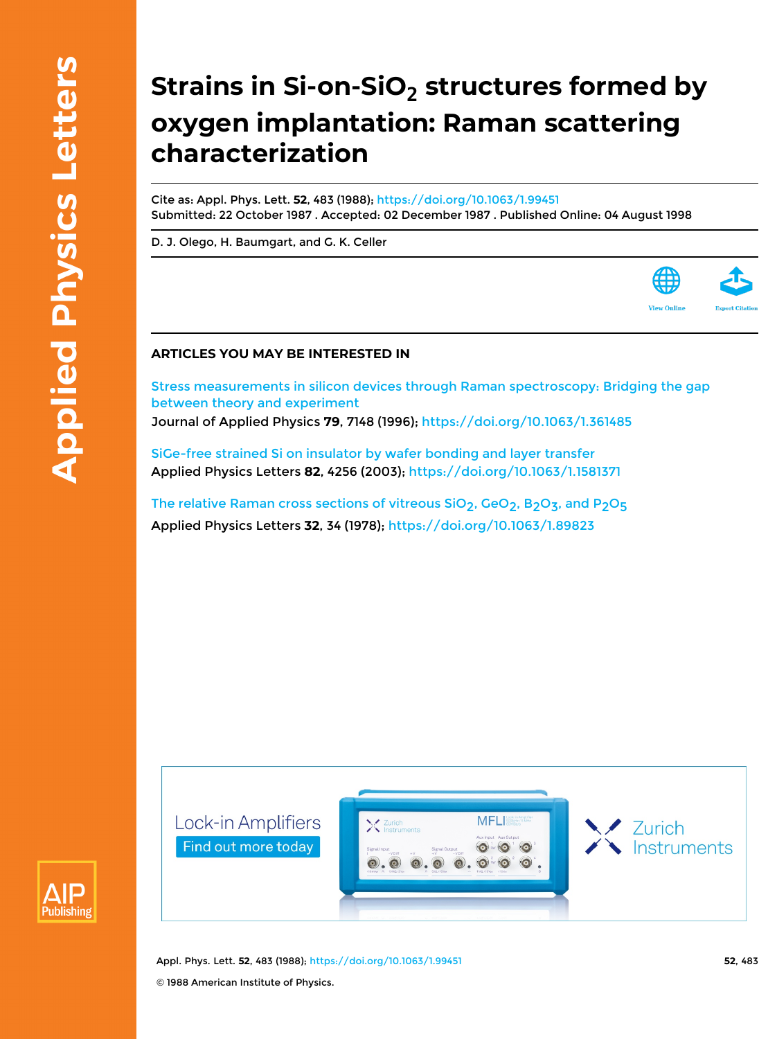# Strains in Si-on-$SiO_2$ structures formed by oxygen implantation: Raman scattering characterization

Cite as: Appl. Phys. Lett. **52**, 483 (1988); https://doi.org/10.1063/1.99451

Submitted: 22 October 1987 . Accepted: 02 December 1987 . Published Online: 04 August 1998

D. J. Olego, H. Baumgart, and G. K. Celler

View Online

Export Citation

## ARTICLES YOU MAY BE INTERESTED IN

Stress measurements in silicon devices through Raman spectroscopy: Bridging the gap between theory and experiment

Journal of Applied Physics **79**, 7148 (1996); https://doi.org/10.1063/1.361485

SiGe-free strained Si on insulator by wafer bonding and layer transfer

Applied Physics Letters **82**, 4256 (2003); https://doi.org/10.1063/1.1581371

The relative Raman cross sections of vitreous $SiO_2$, $GeO_2$, $B_2O_3$, and $P_2O_5$

Applied Physics Letters **32**, 34 (1978); https://doi.org/10.1063/1.89823

© 1988 American Institute of Physics.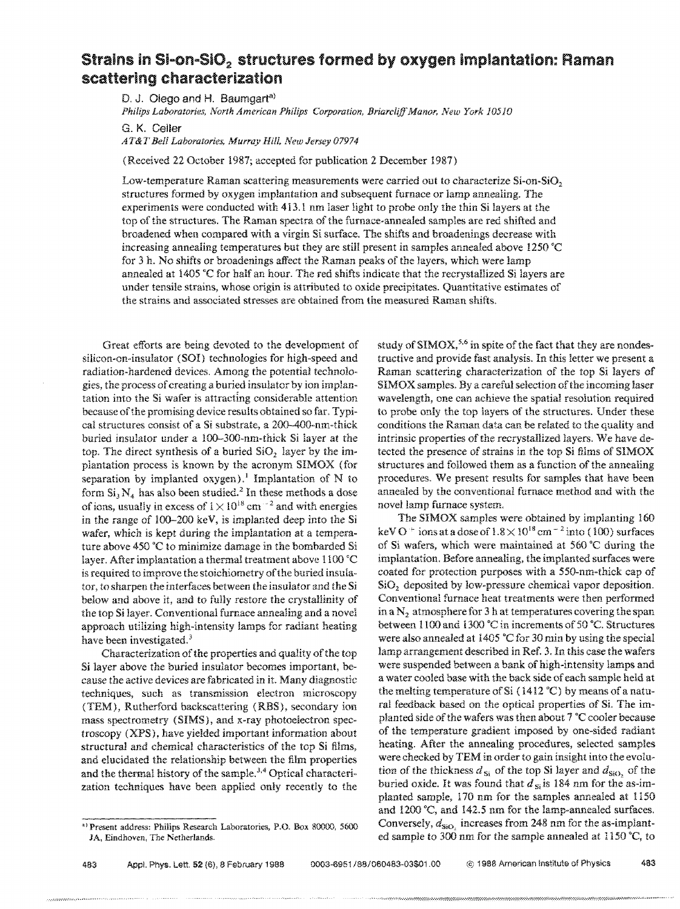# Strains in Si-on-$SiO_2$ structures formed by oxygen implantation: Raman scattering characterization

D. J. Olego and H. Baumgart[a)]

*Philips Laboratories, North American Philips Corporation, Briarcliff Manor, New York 10510*

G. K. Celler

*AT&T Bell Laboratories, Murray Hill, New Jersey 07974*

(Received 22 October 1987; accepted for publication 2 December 1987)

Low-temperature Raman scattering measurements were carried out to characterize Si-on-$SiO_2$ structures formed by oxygen implantation and subsequent furnace or lamp annealing. The experiments were conducted with 413.1 nm laser light to probe only the thin Si layers at the top of the structures. The Raman spectra of the furnace-annealed samples are red shifted and broadened when compared with a virgin Si surface. The shifts and broadenings decrease with increasing annealing temperatures but they are still present in samples annealed above 1250 °C for 3 h. No shifts or broadenings affect the Raman peaks of the layers, which were lamp annealed at 1405 °C for half an hour. The red shifts indicate that the recrystallized Si layers are under tensile strains, whose origin is attributed to oxide precipitates. Quantitative estimates of the strains and associated stresses are obtained from the measured Raman shifts.

Great efforts are being devoted to the development of silicon-on-insulator (SOI) technologies for high-speed and radiation-hardened devices. Among the potential technologies, the process of creating a buried insulator by ion implantation into the Si wafer is attracting considerable attention because of the promising device results obtained so far. Typical structures consist of a Si substrate, a 200–400-nm-thick buried insulator under a 100–300-nm-thick Si layer at the top. The direct synthesis of a buried $SiO_2$ layer by the implantation process is known by the acronym SIMOX (for separation by implanted oxygen).[1] Implantation of N to form $Si_3N_4$ has also been studied.[2] In these methods a dose of ions, usually in excess of $1\times10^{18}$ cm$^{-2}$ and with energies in the range of 100–200 keV, is implanted deep into the Si wafer, which is kept during the implantation at a temperature above 450 °C to minimize damage in the bombarded Si layer. After implantation a thermal treatment above 1100 °C is required to improve the stoichiometry of the buried insulator, to sharpen the interfaces between the insulator and the Si below and above it, and to fully restore the crystallinity of the top Si layer. Conventional furnace annealing and a novel approach utilizing high-intensity lamps for radiant heating have been investigated.[3]

Characterization of the properties and quality of the top Si layer above the buried insulator becomes important, because the active devices are fabricated in it. Many diagnostic techniques, such as transmission electron microscopy (TEM), Rutherford backscattering (RBS), secondary ion mass spectrometry (SIMS), and x-ray photoelectron spectroscopy (XPS), have yielded important information about structural and chemical characteristics of the top Si films, and elucidated the relationship between the film properties and the thermal history of the sample.[3,4] Optical characterization techniques have been applied only recently to the study of SIMOX,[5,6] in spite of the fact that they are nondestructive and provide fast analysis. In this letter we present a Raman scattering characterization of the top Si layers of SIMOX samples. By a careful selection of the incoming laser wavelength, one can achieve the spatial resolution required to probe only the top layers of the structures. Under these conditions the Raman data can be related to the quality and intrinsic properties of the recrystallized layers. We have detected the presence of strains in the top Si films of SIMOX structures and followed them as a function of the annealing procedures. We present results for samples that have been annealed by the conventional furnace method and with the novel lamp furnace system.

The SIMOX samples were obtained by implanting 160 keV $O^+$ ions at a dose of $1.8\times10^{18}$ cm$^{-2}$ into (100) surfaces of Si wafers, which were maintained at 560 °C during the implantation. Before annealing, the implanted surfaces were coated for protection purposes with a 550-nm-thick cap of $SiO_2$ deposited by low-pressure chemical vapor deposition. Conventional furnace heat treatments were then performed in a $N_2$ atmosphere for 3 h at temperatures covering the span between 1100 and 1300 °C in increments of 50 °C. Structures were also annealed at 1405 °C for 30 min by using the special lamp arrangement described in Ref. 3. In this case the wafers were suspended between a bank of high-intensity lamps and a water cooled base with the back side of each sample held at the melting temperature of Si (1412 °C) by means of a natural feedback based on the optical properties of Si. The implanted side of the wafers was then about 7 °C cooler because of the temperature gradient imposed by one-sided radiant heating. After the annealing procedures, selected samples were checked by TEM in order to gain insight into the evolution of the thickness $d_{Si}$ of the top Si layer and $d_{SiO_2}$ of the buried oxide. It was found that $d_{Si}$ is 184 nm for the as-implanted sample, 170 nm for the samples annealed at 1150 and 1200 °C, and 142.5 nm for the lamp-annealed surfaces. Conversely, $d_{SiO_2}$ increases from 248 nm for the as-implanted sample to 300 nm for the sample annealed at 1150 °C, to

---

[a)] Present address: Philips Research Laboratories, P.O. Box 80000, 5600 JA, Eindhoven, The Netherlands.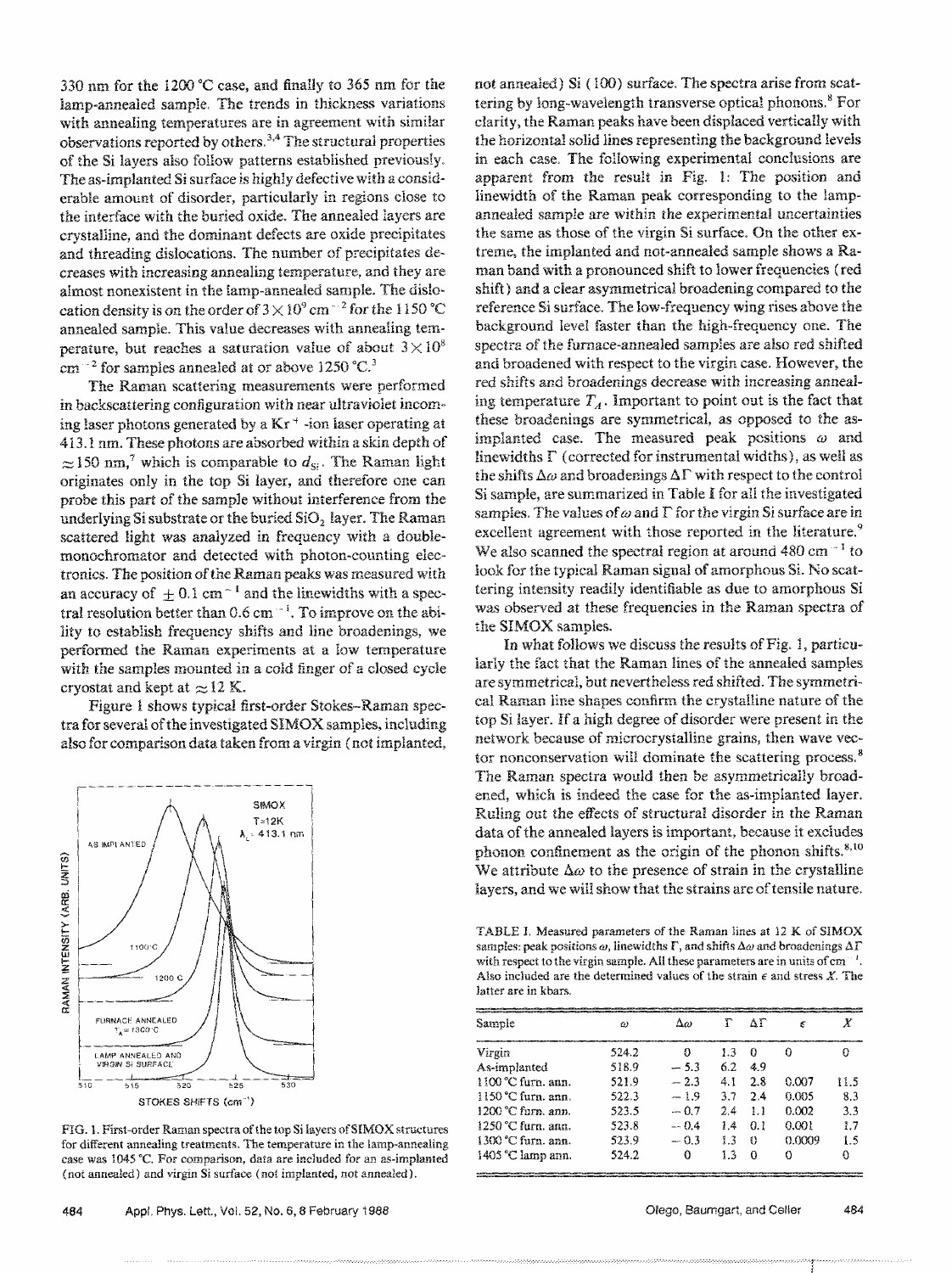330 nm for the 1200 °C case, and finally to 365 nm for the lamp-annealed sample. The trends in thickness variations with annealing temperatures are in agreement with similar observations reported by others.[3,4] The structural properties of the Si layers also follow patterns established previously. The as-implanted Si surface is highly defective with a considerable amount of disorder, particularly in regions close to the interface with the buried oxide. The annealed layers are crystalline, and the dominant defects are oxide precipitates and threading dislocations. The number of precipitates decreases with increasing annealing temperature, and they are almost nonexistent in the lamp-annealed sample. The dislocation density is on the order of $3\times10^9$ cm$^{-2}$ for the 1150 °C annealed sample. This value decreases with annealing temperature, but reaches a saturation value of about $3\times10^8$ cm$^{-2}$ for samples annealed at or above 1250 °C.[3]

The Raman scattering measurements were performed in backscattering configuration with near ultraviolet incoming laser photons generated by a $Kr^+$-ion laser operating at 413.1 nm. These photons are absorbed within a skin depth of $\approx 150$ nm,[7] which is comparable to $d_{Si}$. The Raman light originates only in the top Si layer, and therefore one can probe this part of the sample without interference from the underlying Si substrate or the buried $SiO_2$ layer. The Raman scattered light was analyzed in frequency with a double-monochromator and detected with photon-counting electronics. The position of the Raman peaks was measured with an accuracy of $\pm 0.1$ cm$^{-1}$ and the linewidths with a spectral resolution better than 0.6 cm$^{-1}$. To improve on the ability to establish frequency shifts and line broadenings, we performed the Raman experiments at a low temperature with the samples mounted in a cold finger of a closed cycle cryostat and kept at $\approx 12$ K.

Figure 1 shows typical first-order Stokes–Raman spectra for several of the investigated SIMOX samples, including also for comparison data taken from a virgin (not implanted, not annealed) Si (100) surface. The spectra arise from scattering by long-wavelength transverse optical phonons.[8] For clarity, the Raman peaks have been displaced vertically with the horizontal solid lines representing the background levels in each case. The following experimental conclusions are apparent from the result in Fig. 1: The position and linewidth of the Raman peak corresponding to the lamp-annealed sample are within the experimental uncertainties the same as those of the virgin Si surface. On the other extreme, the implanted and not-annealed sample shows a Raman band with a pronounced shift to lower frequencies (red shift) and a clear asymmetrical broadening compared to the reference Si surface. The low-frequency wing rises above the background level faster than the high-frequency one. The spectra of the furnace-annealed samples are also red shifted and broadened with respect to the virgin case. However, the red shifts and broadenings decrease with increasing annealing temperature $T_A$. Important to point out is the fact that these broadenings are symmetrical, as opposed to the as-implanted case. The measured peak positions $\omega$ and linewidths $\Gamma$ (corrected for instrumental widths), as well as the shifts $\Delta\omega$ and broadenings $\Delta\Gamma$ with respect to the control Si sample, are summarized in Table I for all the investigated samples. The values of $\omega$ and $\Gamma$ for the virgin Si surface are in excellent agreement with those reported in the literature.[9] We also scanned the spectral region at around 480 cm$^{-1}$ to look for the typical Raman signal of amorphous Si. No scattering intensity readily identifiable as due to amorphous Si was observed at these frequencies in the Raman spectra of the SIMOX samples.

FIG. 1. First-order Raman spectra of the top Si layers of SIMOX structures for different annealing treatments. The temperature in the lamp-annealing case was 1045 °C. For comparison, data are included for an as-implanted (not annealed) and virgin Si surface (not implanted, not annealed).

In what follows we discuss the results of Fig. 1, particularly the fact that the Raman lines of the annealed samples are symmetrical, but nevertheless red shifted. The symmetrical Raman line shapes confirm the crystalline nature of the top Si layer. If a high degree of disorder were present in the network because of microcrystalline grains, then wave vector nonconservation will dominate the scattering process.[8] The Raman spectra would then be asymmetrically broadened, which is indeed the case for the as-implanted layer. Ruling out the effects of structural disorder in the Raman data of the annealed layers is important, because it excludes phonon confinement as the origin of the phonon shifts.[8,10] We attribute $\Delta\omega$ to the presence of strain in the crystalline layers, and we will show that the strains are of tensile nature.

TABLE I. Measured parameters of the Raman lines at 12 K of SIMOX samples: peak positions $\omega$, linewidths $\Gamma$, and shifts $\Delta\omega$ and broadenings $\Delta\Gamma$ with respect to the virgin sample. All these parameters are in units of cm$^{-1}$. Also included are the determined values of the strain $\epsilon$ and stress $X$. The latter are in kbars.

| Sample | $\omega$ | $\Delta\omega$ | $\Gamma$ | $\Delta\Gamma$ | $\epsilon$ | $X$ |
|---|---|---|---|---|---|---|
| Virgin | 524.2 | 0 | 1.3 | 0 | 0 | 0 |
| As-implanted | 518.9 | −5.3 | 6.2 | 4.9 | | |
| 1100 °C furn. ann. | 521.9 | −2.3 | 4.1 | 2.8 | 0.007 | 11.5 |
| 1150 °C furn. ann. | 522.3 | −1.9 | 3.7 | 2.4 | 0.005 | 8.3 |
| 1200 °C furn. ann. | 523.5 | −0.7 | 2.4 | 1.1 | 0.002 | 3.3 |
| 1250 °C furn. ann. | 523.8 | −0.4 | 1.4 | 0.1 | 0.001 | 1.7 |
| 1300 °C furn. ann. | 523.9 | −0.3 | 1.3 | 0 | 0.0009 | 1.5 |
| 1405 °C lamp ann. | 524.2 | 0 | 1.3 | 0 | 0 | 0 |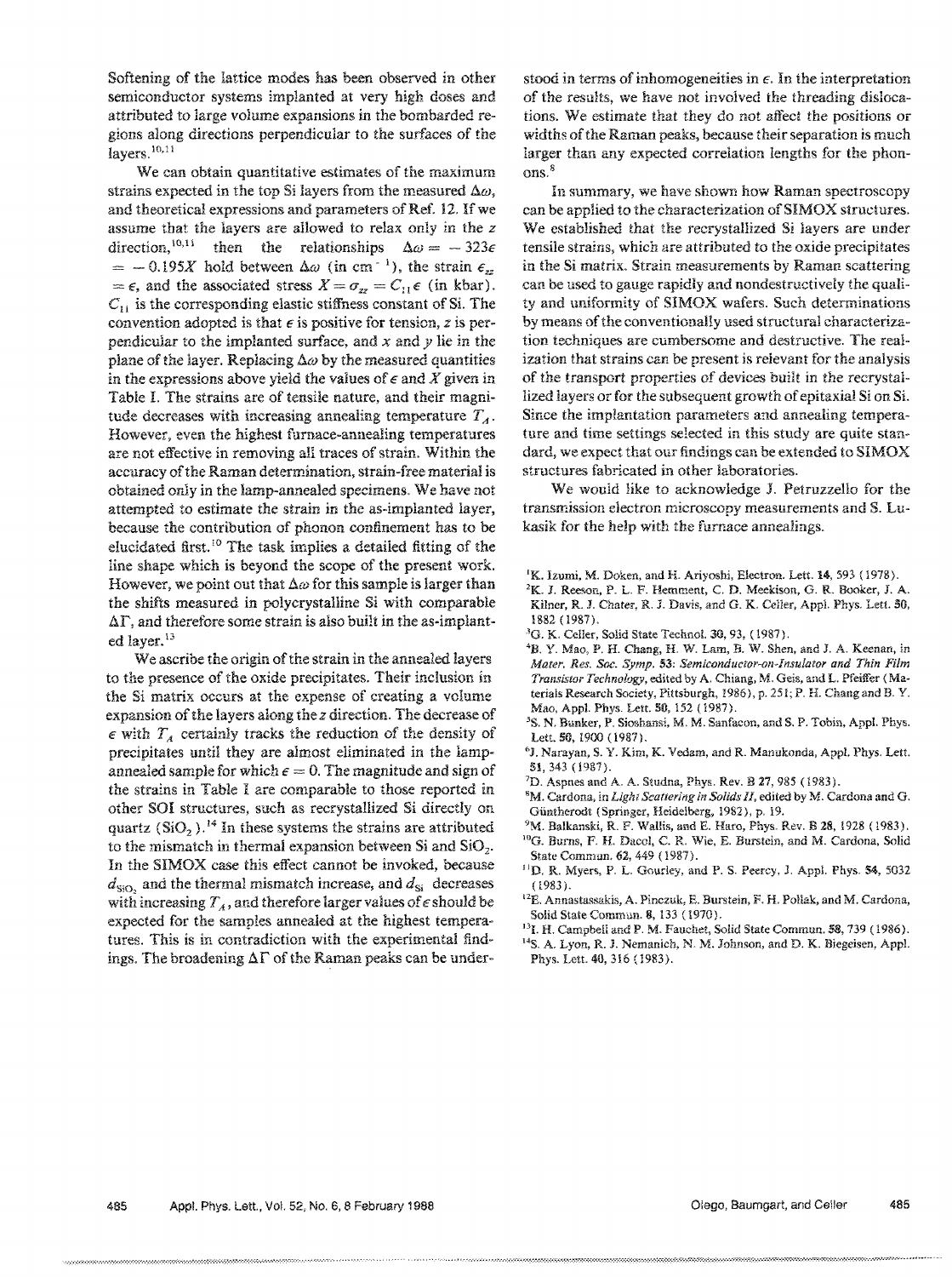Softening of the lattice modes has been observed in other semiconductor systems implanted at very high doses and attributed to large volume expansions in the bombarded regions along directions perpendicular to the surfaces of the layers.[10,11]

We can obtain quantitative estimates of the maximum strains expected in the top Si layers from the measured $\Delta\omega$, and theoretical expressions and parameters of Ref. 12. If we assume that the layers are allowed to relax only in the $z$ direction,[10,11] then the relationships $\Delta\omega = -323\epsilon = -0.195X$ hold between $\Delta\omega$ (in $cm^{-1}$), the strain $\epsilon_{zz} = \epsilon$, and the associated stress $X = \sigma_{zz} = C_{11}\epsilon$ (in kbar). $C_{11}$ is the corresponding elastic stiffness constant of Si. The convention adopted is that $\epsilon$ is positive for tension, $z$ is perpendicular to the implanted surface, and $x$ and $y$ lie in the plane of the layer. Replacing $\Delta\omega$ by the measured quantities in the expressions above yield the values of $\epsilon$ and $X$ given in Table I. The strains are of tensile nature, and their magnitude decreases with increasing annealing temperature $T_A$. However, even the highest furnace-annealing temperatures are not effective in removing all traces of strain. Within the accuracy of the Raman determination, strain-free material is obtained only in the lamp-annealed specimens. We have not attempted to estimate the strain in the as-implanted layer, because the contribution of phonon confinement has to be elucidated first.[10] The task implies a detailed fitting of the line shape which is beyond the scope of the present work. However, we point out that $\Delta\omega$ for this sample is larger than the shifts measured in polycrystalline Si with comparable $\Delta\Gamma$, and therefore some strain is also built in the as-implanted layer.[13]

We ascribe the origin of the strain in the annealed layers to the presence of the oxide precipitates. Their inclusion in the Si matrix occurs at the expense of creating a volume expansion of the layers along the $z$ direction. The decrease of $\epsilon$ with $T_A$ certainly tracks the reduction of the density of precipitates until they are almost eliminated in the lamp-annealed sample for which $\epsilon = 0$. The magnitude and sign of the strains in Table I are comparable to those reported in other SOI structures, such as recrystallized Si directly on quartz ($SiO_2$).[14] In these systems the strains are attributed to the mismatch in thermal expansion between Si and $SiO_2$. In the SIMOX case this effect cannot be invoked, because $d_{SiO_2}$ and the thermal mismatch increase, and $d_{Si}$ decreases with increasing $T_A$, and therefore larger values of $\epsilon$ should be expected for the samples annealed at the highest temperatures. This is in contradiction with the experimental findings. The broadening $\Delta\Gamma$ of the Raman peaks can be understood in terms of inhomogeneities in $\epsilon$. In the interpretation of the results, we have not involved the threading dislocations. We estimate that they do not affect the positions or widths of the Raman peaks, because their separation is much larger than any expected correlation lengths for the phonons.[8]

In summary, we have shown how Raman spectroscopy can be applied to the characterization of SIMOX structures. We established that the recrystallized Si layers are under tensile strains, which are attributed to the oxide precipitates in the Si matrix. Strain measurements by Raman scattering can be used to gauge rapidly and nondestructively the quality and uniformity of SIMOX wafers. Such determinations by means of the conventionally used structural characterization techniques are cumbersome and destructive. The realization that strains can be present is relevant for the analysis of the transport properties of devices built in the recrystallized layers or for the subsequent growth of epitaxial Si on Si. Since the implantation parameters and annealing temperature and time settings selected in this study are quite standard, we expect that our findings can be extended to SIMOX structures fabricated in other laboratories.

We would like to acknowledge J. Petruzzello for the transmission electron microscopy measurements and S. Lukasik for the help with the furnace annealings.

[1] K. Izumi, M. Doken, and H. Ariyoshi, Electron. Lett. **14**, 593 (1978).

[2] K. J. Reeson, P. L. F. Hemment, C. D. Meekison, G. R. Booker, J. A. Kilner, R. J. Chater, R. J. Davis, and G. K. Celler, Appl. Phys. Lett. **50**, 1882 (1987).

[3] G. K. Celler, Solid State Technol. **30**, 93, (1987).

[4] B. Y. Mao, P. H. Chang, H. W. Lam, B. W. Shen, and J. A. Keenan, in *Mater. Res. Soc. Symp.* **53**: *Semiconductor-on-Insulator and Thin Film Transistor Technology*, edited by A. Chiang, M. Geis, and L. Pfeiffer (Materials Research Society, Pittsburgh, 1986), p. 251; P. H. Chang and B. Y. Mao, Appl. Phys. Lett. **50**, 152 (1987).

[5] S. N. Bunker, P. Sioshansi, M. M. Sanfacon, and S. P. Tobin, Appl. Phys. Lett. **50**, 1900 (1987).

[6] J. Narayan, S. Y. Kim, K. Vedam, and R. Manukonda, Appl. Phys. Lett. **51**, 343 (1987).

[7] D. Aspnes and A. A. Studna, Phys. Rev. B **27**, 985 (1983).

[8] M. Cardona, in *Light Scattering in Solids II*, edited by M. Cardona and G. Güntherodt (Springer, Heidelberg, 1982), p. 19.

[9] M. Balkanski, R. F. Wallis, and E. Haro, Phys. Rev. B **28**, 1928 (1983).

[10] G. Burns, F. H. Dacol, C. R. Wie, E. Burstein, and M. Cardona, Solid State Commun. **62**, 449 (1987).

[11] D. R. Myers, P. L. Gourley, and P. S. Peercy, J. Appl. Phys. **54**, 5032 (1983).

[12] E. Annastassakis, A. Pinczuk, E. Burstein, F. H. Pollak, and M. Cardona, Solid State Commun. **8**, 133 (1970).

[13] I. H. Campbell and P. M. Fauchet, Solid State Commun. **58**, 739 (1986).

[14] S. A. Lyon, R. J. Nemanich, N. M. Johnson, and D. K. Biegeisen, Appl. Phys. Lett. **40**, 316 (1983).